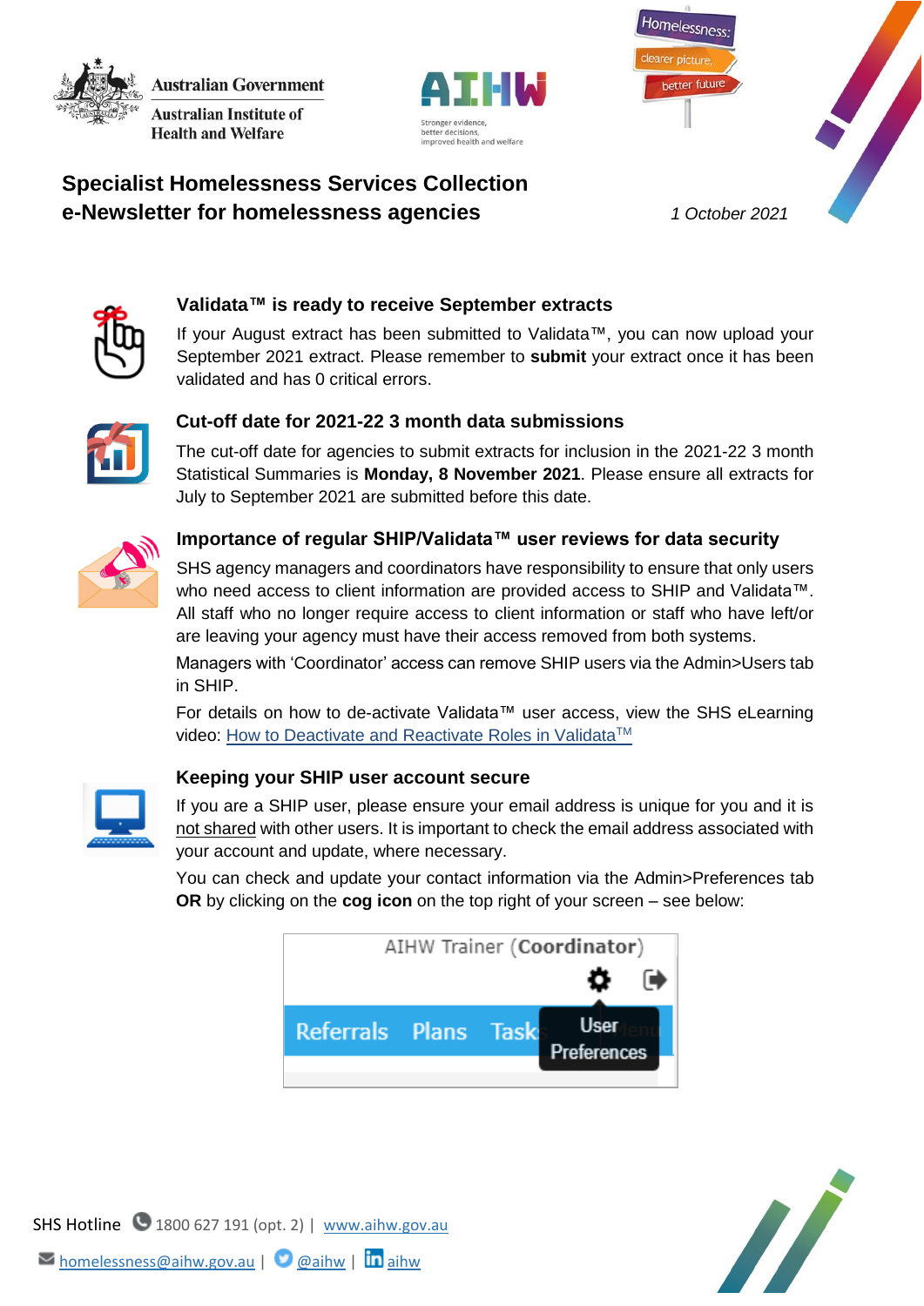Australian Government

Australian Institute of Health and Welfare

# Specialist Homelessness Services Collection
# e-Newsletter for homelessness agencies

*1 October 2021*

### Validata™ is ready to receive September extracts

If your August extract has been submitted to Validata™, you can now upload your September 2021 extract. Please remember to **submit** your extract once it has been validated and has 0 critical errors.

### Cut-off date for 2021-22 3 month data submissions

The cut-off date for agencies to submit extracts for inclusion in the 2021-22 3 month Statistical Summaries is **Monday, 8 November 2021**. Please ensure all extracts for July to September 2021 are submitted before this date.

### Importance of regular SHIP/Validata™ user reviews for data security

SHS agency managers and coordinators have responsibility to ensure that only users who need access to client information are provided access to SHIP and Validata™. All staff who no longer require access to client information or staff who have left/or are leaving your agency must have their access removed from both systems.

Managers with 'Coordinator' access can remove SHIP users via the Admin>Users tab in SHIP.

For details on how to de-activate Validata™ user access, view the SHS eLearning video: How to Deactivate and Reactivate Roles in Validata™

### Keeping your SHIP user account secure

If you are a SHIP user, please ensure your email address is unique for you and it is not shared with other users. It is important to check the email address associated with your account and update, where necessary.

You can check and update your contact information via the Admin>Preferences tab **OR** by clicking on the **cog icon** on the top right of your screen – see below:

SHS Hotline 1800 627 191 (opt. 2) | www.aihw.gov.au

homelessness@aihw.gov.au | @aihw | aihw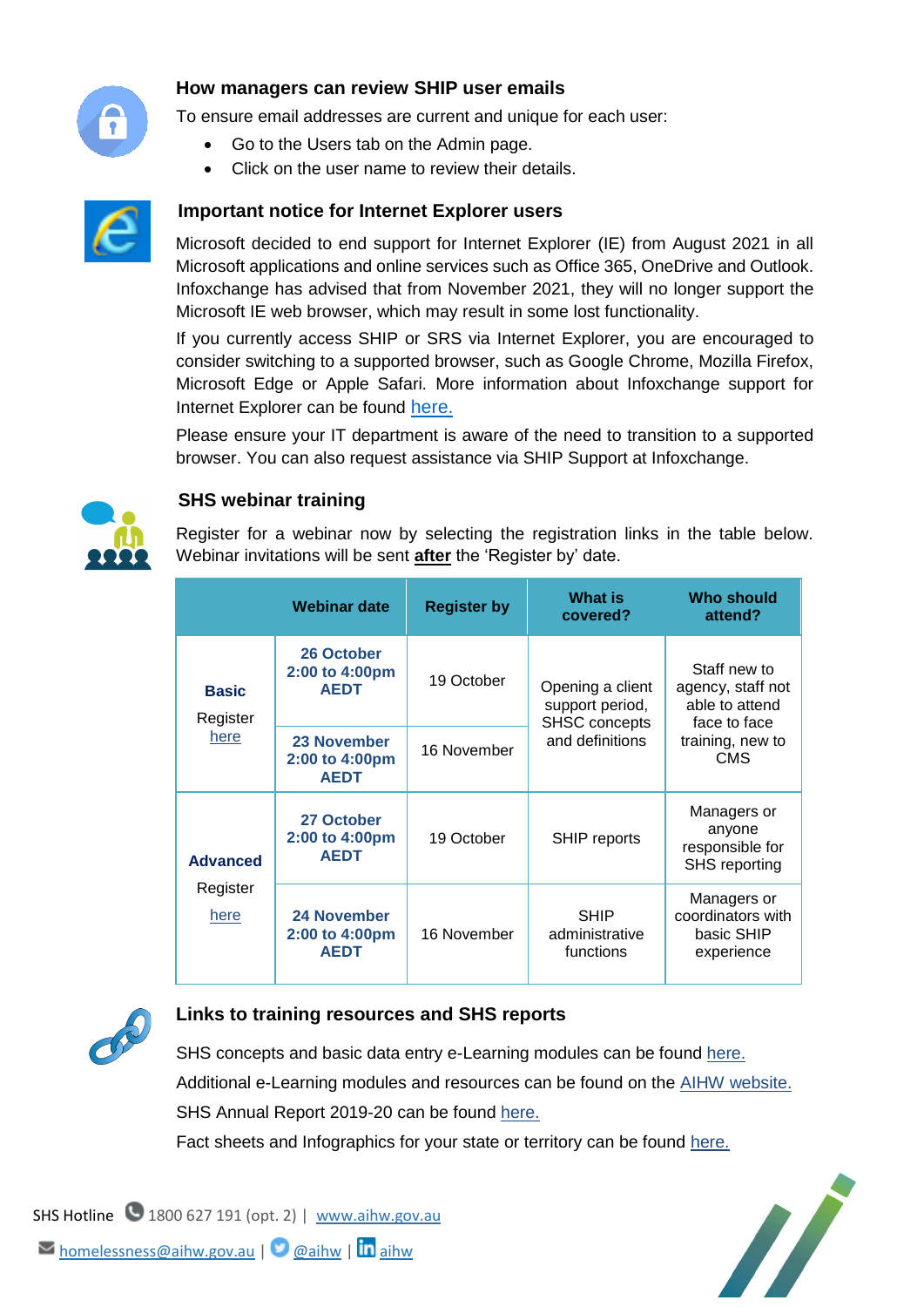## How managers can review SHIP user emails

To ensure email addresses are current and unique for each user:

- Go to the Users tab on the Admin page.
- Click on the user name to review their details.

## Important notice for Internet Explorer users

Microsoft decided to end support for Internet Explorer (IE) from August 2021 in all Microsoft applications and online services such as Office 365, OneDrive and Outlook. Infoxchange has advised that from November 2021, they will no longer support the Microsoft IE web browser, which may result in some lost functionality.

If you currently access SHIP or SRS via Internet Explorer, you are encouraged to consider switching to a supported browser, such as Google Chrome, Mozilla Firefox, Microsoft Edge or Apple Safari. More information about Infoxchange support for Internet Explorer can be found here.

Please ensure your IT department is aware of the need to transition to a supported browser. You can also request assistance via SHIP Support at Infoxchange.

## SHS webinar training

Register for a webinar now by selecting the registration links in the table below. Webinar invitations will be sent **after** the 'Register by' date.

| | Webinar date | Register by | What is covered? | Who should attend? |
|---|---|---|---|---|
| **Basic** Register here | **26 October 2:00 to 4:00pm AEDT** | 19 October | Opening a client support period, SHSC concepts and definitions | Staff new to agency, staff not able to attend face to face training, new to CMS |
| | **23 November 2:00 to 4:00pm AEDT** | 16 November | | |
| **Advanced** Register here | **27 October 2:00 to 4:00pm AEDT** | 19 October | SHIP reports | Managers or anyone responsible for SHS reporting |
| | **24 November 2:00 to 4:00pm AEDT** | 16 November | SHIP administrative functions | Managers or coordinators with basic SHIP experience |

## Links to training resources and SHS reports

SHS concepts and basic data entry e-Learning modules can be found here.

Additional e-Learning modules and resources can be found on the AIHW website.

SHS Annual Report 2019-20 can be found here.

Fact sheets and Infographics for your state or territory can be found here.

SHS Hotline 1800 627 191 (opt. 2) | www.aihw.gov.au

homelessness@aihw.gov.au | @aihw | aihw